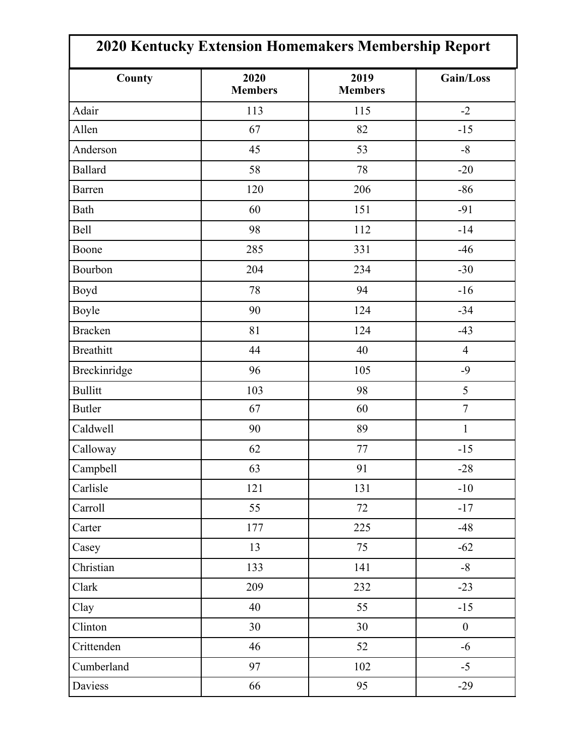# 2020 Kentucky Extension Homemakers Membership Report

| County | 2020 Members | 2019 Members | Gain/Loss |
|---|---|---|---|
| Adair | 113 | 115 | -2 |
| Allen | 67 | 82 | -15 |
| Anderson | 45 | 53 | -8 |
| Ballard | 58 | 78 | -20 |
| Barren | 120 | 206 | -86 |
| Bath | 60 | 151 | -91 |
| Bell | 98 | 112 | -14 |
| Boone | 285 | 331 | -46 |
| Bourbon | 204 | 234 | -30 |
| Boyd | 78 | 94 | -16 |
| Boyle | 90 | 124 | -34 |
| Bracken | 81 | 124 | -43 |
| Breathitt | 44 | 40 | 4 |
| Breckinridge | 96 | 105 | -9 |
| Bullitt | 103 | 98 | 5 |
| Butler | 67 | 60 | 7 |
| Caldwell | 90 | 89 | 1 |
| Calloway | 62 | 77 | -15 |
| Campbell | 63 | 91 | -28 |
| Carlisle | 121 | 131 | -10 |
| Carroll | 55 | 72 | -17 |
| Carter | 177 | 225 | -48 |
| Casey | 13 | 75 | -62 |
| Christian | 133 | 141 | -8 |
| Clark | 209 | 232 | -23 |
| Clay | 40 | 55 | -15 |
| Clinton | 30 | 30 | 0 |
| Crittenden | 46 | 52 | -6 |
| Cumberland | 97 | 102 | -5 |
| Daviess | 66 | 95 | -29 |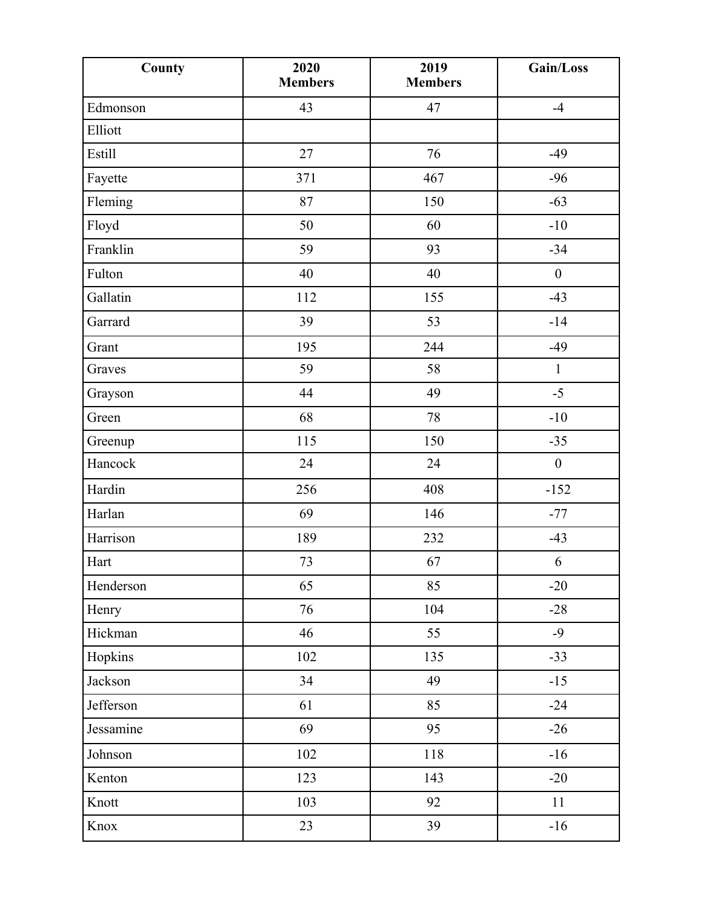| County | 2020 Members | 2019 Members | Gain/Loss |
| --- | --- | --- | --- |
| Edmonson | 43 | 47 | -4 |
| Elliott | | | |
| Estill | 27 | 76 | -49 |
| Fayette | 371 | 467 | -96 |
| Fleming | 87 | 150 | -63 |
| Floyd | 50 | 60 | -10 |
| Franklin | 59 | 93 | -34 |
| Fulton | 40 | 40 | 0 |
| Gallatin | 112 | 155 | -43 |
| Garrard | 39 | 53 | -14 |
| Grant | 195 | 244 | -49 |
| Graves | 59 | 58 | 1 |
| Grayson | 44 | 49 | -5 |
| Green | 68 | 78 | -10 |
| Greenup | 115 | 150 | -35 |
| Hancock | 24 | 24 | 0 |
| Hardin | 256 | 408 | -152 |
| Harlan | 69 | 146 | -77 |
| Harrison | 189 | 232 | -43 |
| Hart | 73 | 67 | 6 |
| Henderson | 65 | 85 | -20 |
| Henry | 76 | 104 | -28 |
| Hickman | 46 | 55 | -9 |
| Hopkins | 102 | 135 | -33 |
| Jackson | 34 | 49 | -15 |
| Jefferson | 61 | 85 | -24 |
| Jessamine | 69 | 95 | -26 |
| Johnson | 102 | 118 | -16 |
| Kenton | 123 | 143 | -20 |
| Knott | 103 | 92 | 11 |
| Knox | 23 | 39 | -16 |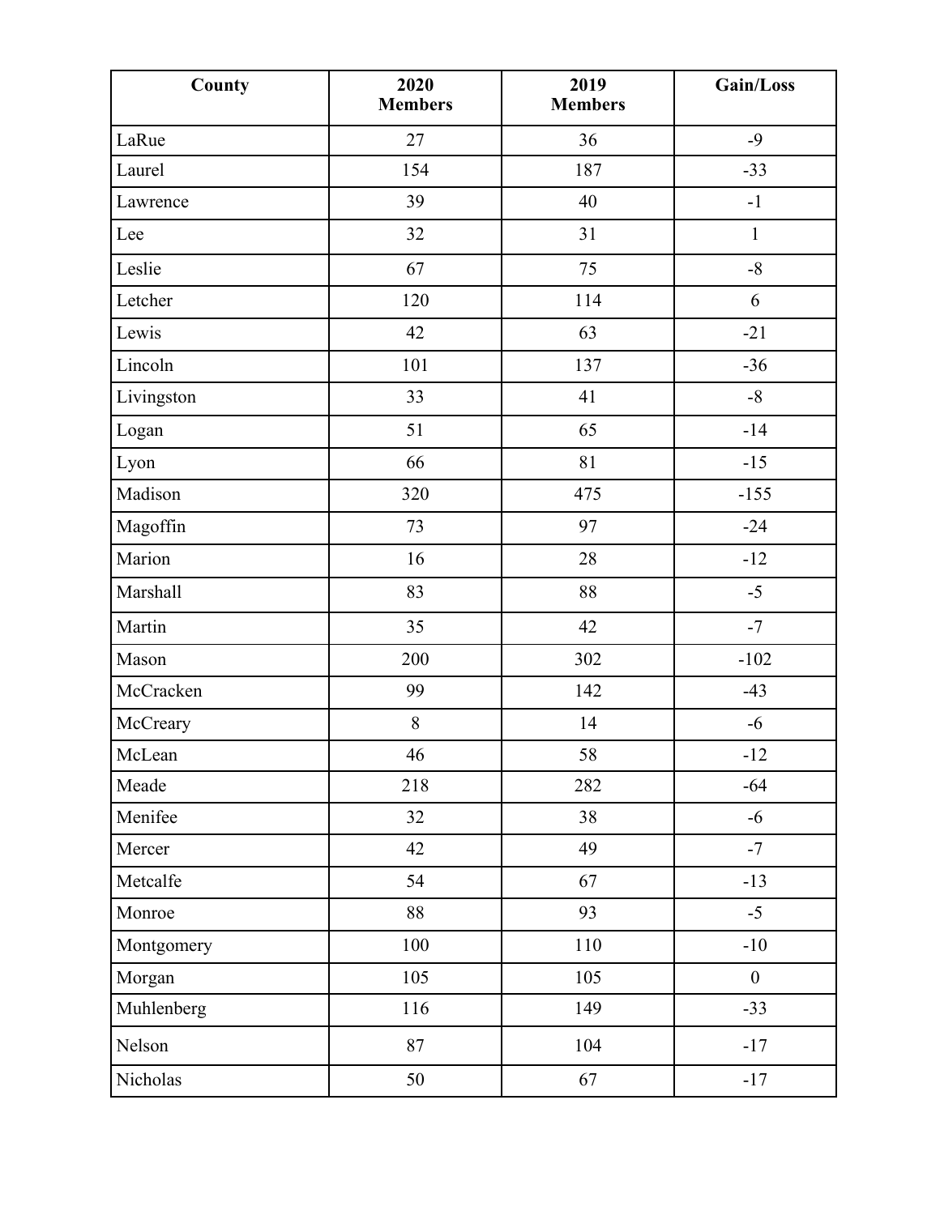| County | 2020 Members | 2019 Members | Gain/Loss |
|---|---|---|---|
| LaRue | 27 | 36 | -9 |
| Laurel | 154 | 187 | -33 |
| Lawrence | 39 | 40 | -1 |
| Lee | 32 | 31 | 1 |
| Leslie | 67 | 75 | -8 |
| Letcher | 120 | 114 | 6 |
| Lewis | 42 | 63 | -21 |
| Lincoln | 101 | 137 | -36 |
| Livingston | 33 | 41 | -8 |
| Logan | 51 | 65 | -14 |
| Lyon | 66 | 81 | -15 |
| Madison | 320 | 475 | -155 |
| Magoffin | 73 | 97 | -24 |
| Marion | 16 | 28 | -12 |
| Marshall | 83 | 88 | -5 |
| Martin | 35 | 42 | -7 |
| Mason | 200 | 302 | -102 |
| McCracken | 99 | 142 | -43 |
| McCreary | 8 | 14 | -6 |
| McLean | 46 | 58 | -12 |
| Meade | 218 | 282 | -64 |
| Menifee | 32 | 38 | -6 |
| Mercer | 42 | 49 | -7 |
| Metcalfe | 54 | 67 | -13 |
| Monroe | 88 | 93 | -5 |
| Montgomery | 100 | 110 | -10 |
| Morgan | 105 | 105 | 0 |
| Muhlenberg | 116 | 149 | -33 |
| Nelson | 87 | 104 | -17 |
| Nicholas | 50 | 67 | -17 |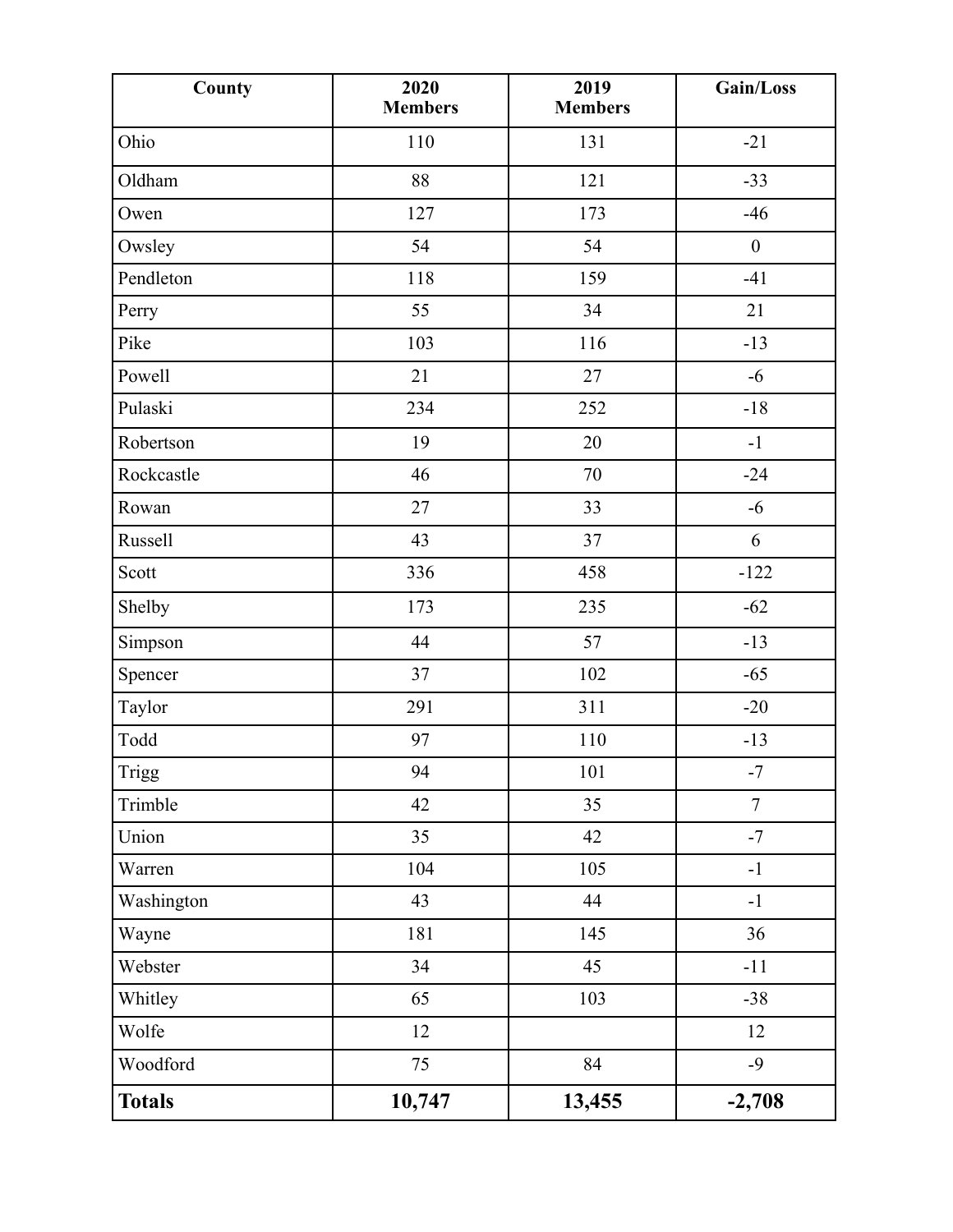| County | 2020 Members | 2019 Members | Gain/Loss |
|---|---|---|---|
| Ohio | 110 | 131 | -21 |
| Oldham | 88 | 121 | -33 |
| Owen | 127 | 173 | -46 |
| Owsley | 54 | 54 | 0 |
| Pendleton | 118 | 159 | -41 |
| Perry | 55 | 34 | 21 |
| Pike | 103 | 116 | -13 |
| Powell | 21 | 27 | -6 |
| Pulaski | 234 | 252 | -18 |
| Robertson | 19 | 20 | -1 |
| Rockcastle | 46 | 70 | -24 |
| Rowan | 27 | 33 | -6 |
| Russell | 43 | 37 | 6 |
| Scott | 336 | 458 | -122 |
| Shelby | 173 | 235 | -62 |
| Simpson | 44 | 57 | -13 |
| Spencer | 37 | 102 | -65 |
| Taylor | 291 | 311 | -20 |
| Todd | 97 | 110 | -13 |
| Trigg | 94 | 101 | -7 |
| Trimble | 42 | 35 | 7 |
| Union | 35 | 42 | -7 |
| Warren | 104 | 105 | -1 |
| Washington | 43 | 44 | -1 |
| Wayne | 181 | 145 | 36 |
| Webster | 34 | 45 | -11 |
| Whitley | 65 | 103 | -38 |
| Wolfe | 12 | | 12 |
| Woodford | 75 | 84 | -9 |
| **Totals** | **10,747** | **13,455** | **-2,708** |